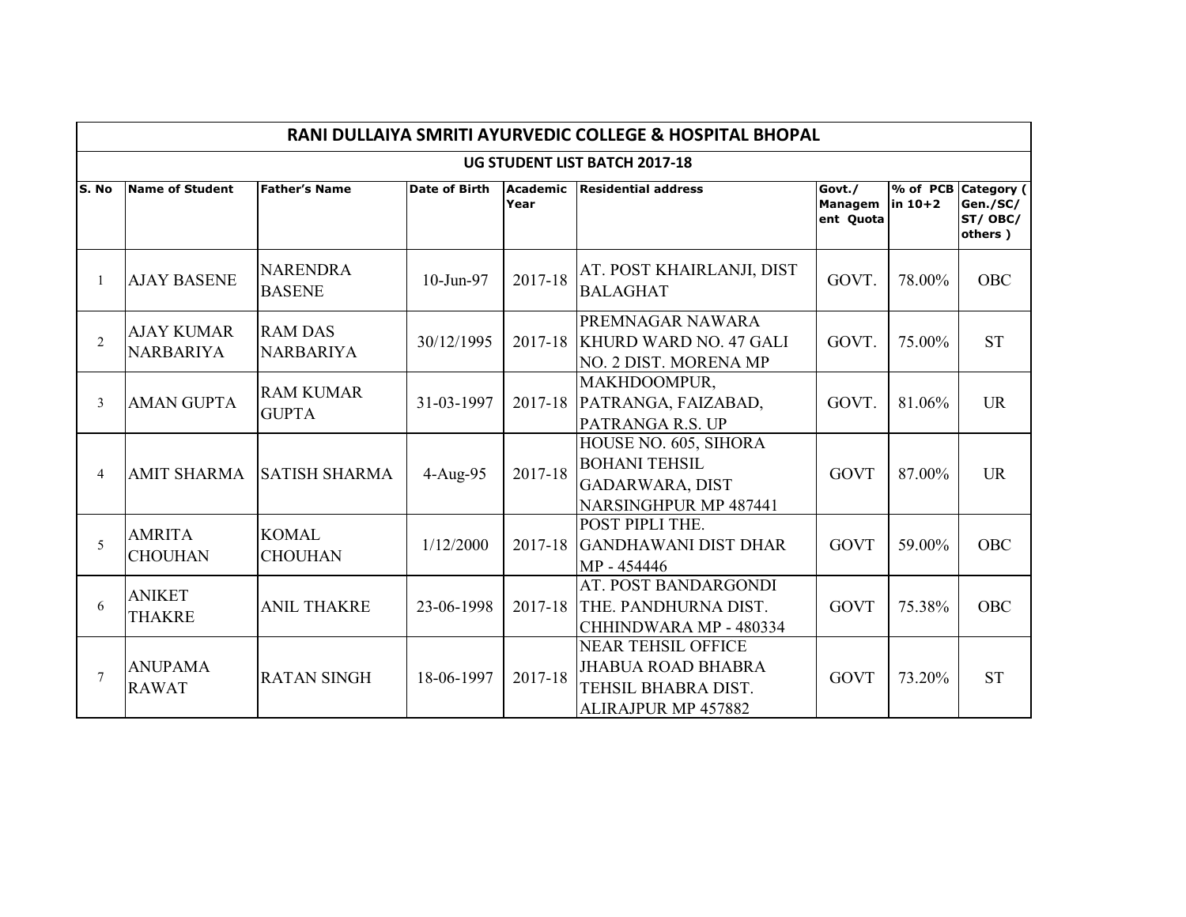# RANI DULLAIYA SMRITI AYURVEDIC COLLEGE & HOSPITAL BHOPAL

## UG STUDENT LIST BATCH 2017-18

| S. No | Name of Student | Father's Name | Date of Birth | Academic Year | Residential address | Govt./ Management Quota | % of PCB in 10+2 | Category ( Gen./SC/ ST/ OBC/ others ) |
|---|---|---|---|---|---|---|---|---|
| 1 | AJAY BASENE | NARENDRA BASENE | 10-Jun-97 | 2017-18 | AT. POST KHAIRLANJI, DIST BALAGHAT | GOVT. | 78.00% | OBC |
| 2 | AJAY KUMAR NARBARIYA | RAM DAS NARBARIYA | 30/12/1995 | 2017-18 | PREMNAGAR NAWARA KHURD WARD NO. 47 GALI NO. 2 DIST. MORENA MP | GOVT. | 75.00% | ST |
| 3 | AMAN GUPTA | RAM KUMAR GUPTA | 31-03-1997 | 2017-18 | MAKHDOOMPUR, PATRANGA, FAIZABAD, PATRANGA R.S. UP | GOVT. | 81.06% | UR |
| 4 | AMIT SHARMA | SATISH SHARMA | 4-Aug-95 | 2017-18 | HOUSE NO. 605, SIHORA BOHANI TEHSIL GADARWARA, DIST NARSINGHPUR MP 487441 | GOVT | 87.00% | UR |
| 5 | AMRITA CHOUHAN | KOMAL CHOUHAN | 1/12/2000 | 2017-18 | POST PIPLI THE. GANDHAWANI DIST DHAR MP - 454446 | GOVT | 59.00% | OBC |
| 6 | ANIKET THAKRE | ANIL THAKRE | 23-06-1998 | 2017-18 | AT. POST BANDARGONDI THE. PANDHURNA DIST. CHHINDWARA MP - 480334 | GOVT | 75.38% | OBC |
| 7 | ANUPAMA RAWAT | RATAN SINGH | 18-06-1997 | 2017-18 | NEAR TEHSIL OFFICE JHABUA ROAD BHABRA TEHSIL BHABRA DIST. ALIRAJPUR MP 457882 | GOVT | 73.20% | ST |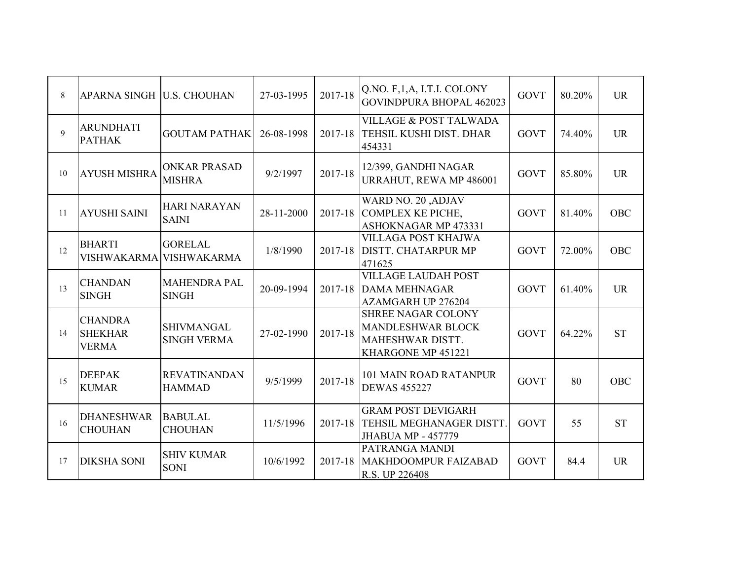| 8 | APARNA SINGH | U.S. CHOUHAN | 27-03-1995 | 2017-18 | Q.NO. F,1,A, I.T.I. COLONY GOVINDPURA BHOPAL 462023 | GOVT | 80.20% | UR |
|---|---|---|---|---|---|---|---|---|
| 9 | ARUNDHATI PATHAK | GOUTAM PATHAK | 26-08-1998 | 2017-18 | VILLAGE & POST TALWADA TEHSIL KUSHI DIST. DHAR 454331 | GOVT | 74.40% | UR |
| 10 | AYUSH MISHRA | ONKAR PRASAD MISHRA | 9/2/1997 | 2017-18 | 12/399, GANDHI NAGAR URRAHUT, REWA MP 486001 | GOVT | 85.80% | UR |
| 11 | AYUSHI SAINI | HARI NARAYAN SAINI | 28-11-2000 | 2017-18 | WARD NO. 20 ,ADJAV COMPLEX KE PICHE, ASHOKNAGAR MP 473331 | GOVT | 81.40% | OBC |
| 12 | BHARTI VISHWAKARMA | GORELAL VISHWAKARMA | 1/8/1990 | 2017-18 | VILLAGA POST KHAJWA DISTT. CHATARPUR MP 471625 | GOVT | 72.00% | OBC |
| 13 | CHANDAN SINGH | MAHENDRA PAL SINGH | 20-09-1994 | 2017-18 | VILLAGE LAUDAH POST DAMA MEHNAGAR AZAMGARH UP 276204 | GOVT | 61.40% | UR |
| 14 | CHANDRA SHEKHAR VERMA | SHIVMANGAL SINGH VERMA | 27-02-1990 | 2017-18 | SHREE NAGAR COLONY MANDLESHWAR BLOCK MAHESHWAR DISTT. KHARGONE MP 451221 | GOVT | 64.22% | ST |
| 15 | DEEPAK KUMAR | REVATINANDAN HAMMAD | 9/5/1999 | 2017-18 | 101 MAIN ROAD RATANPUR DEWAS 455227 | GOVT | 80 | OBC |
| 16 | DHANESHWAR CHOUHAN | BABULAL CHOUHAN | 11/5/1996 | 2017-18 | GRAM POST DEVIGARH TEHSIL MEGHANAGER DISTT. JHABUA MP - 457779 | GOVT | 55 | ST |
| 17 | DIKSHA SONI | SHIV KUMAR SONI | 10/6/1992 | 2017-18 | PATRANGA MANDI MAKHDOOMPUR FAIZABAD R.S. UP 226408 | GOVT | 84.4 | UR |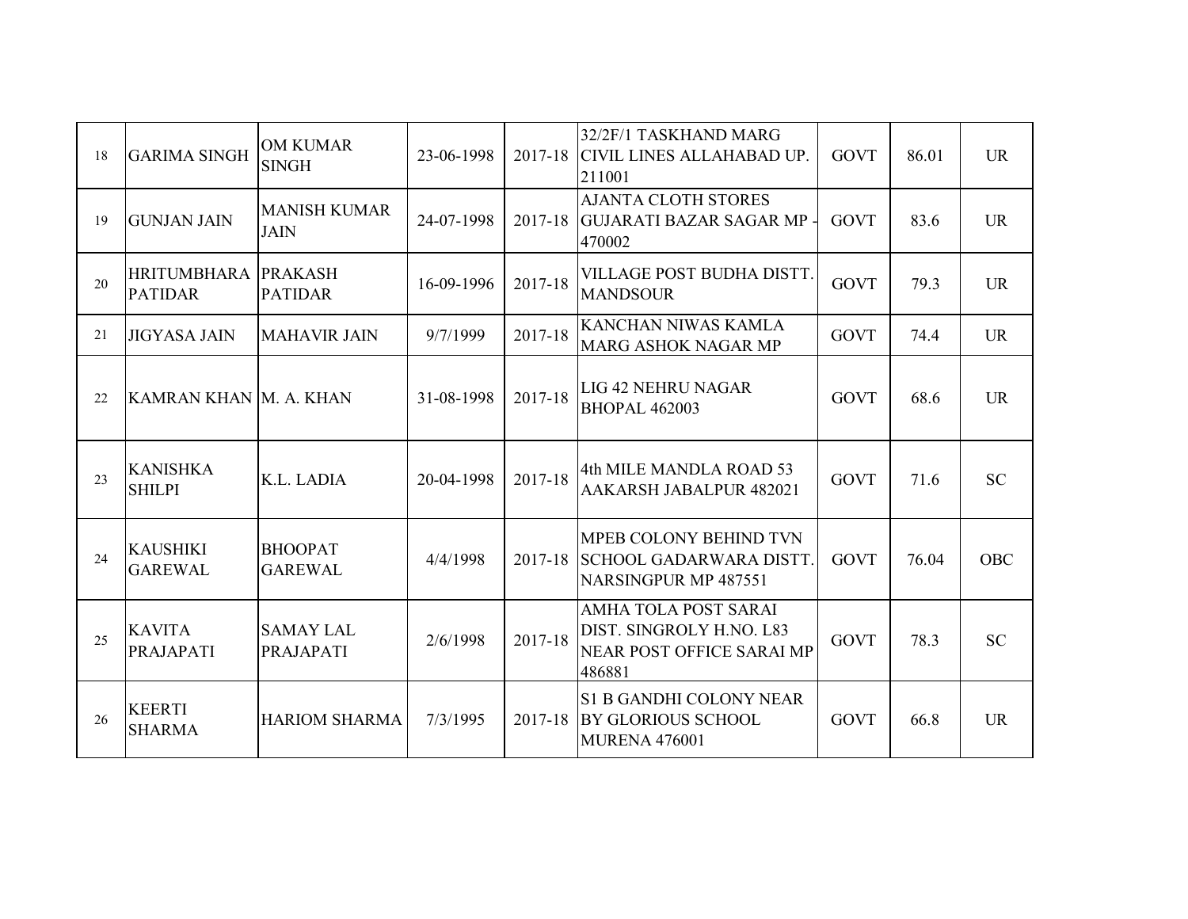| | | | | | | | | |
|---|---|---|---|---|---|---|---|---|
| 18 | GARIMA SINGH | OM KUMAR SINGH | 23-06-1998 | 2017-18 | 32/2F/1 TASKHAND MARG CIVIL LINES ALLAHABAD UP. 211001 | GOVT | 86.01 | UR |
| 19 | GUNJAN JAIN | MANISH KUMAR JAIN | 24-07-1998 | 2017-18 | AJANTA CLOTH STORES GUJARATI BAZAR SAGAR MP - 470002 | GOVT | 83.6 | UR |
| 20 | HRITUMBHARA PATIDAR | PRAKASH PATIDAR | 16-09-1996 | 2017-18 | VILLAGE POST BUDHA DISTT. MANDSOUR | GOVT | 79.3 | UR |
| 21 | JIGYASA JAIN | MAHAVIR JAIN | 9/7/1999 | 2017-18 | KANCHAN NIWAS KAMLA MARG ASHOK NAGAR MP | GOVT | 74.4 | UR |
| 22 | KAMRAN KHAN | M. A. KHAN | 31-08-1998 | 2017-18 | LIG 42 NEHRU NAGAR BHOPAL 462003 | GOVT | 68.6 | UR |
| 23 | KANISHKA SHILPI | K.L. LADIA | 20-04-1998 | 2017-18 | 4th MILE MANDLA ROAD 53 AAKARSH JABALPUR 482021 | GOVT | 71.6 | SC |
| 24 | KAUSHIKI GAREWAL | BHOOPAT GAREWAL | 4/4/1998 | 2017-18 | MPEB COLONY BEHIND TVN SCHOOL GADARWARA DISTT. NARSINGPUR MP 487551 | GOVT | 76.04 | OBC |
| 25 | KAVITA PRAJAPATI | SAMAY LAL PRAJAPATI | 2/6/1998 | 2017-18 | AMHA TOLA POST SARAI DIST. SINGROLY H.NO. L83 NEAR POST OFFICE SARAI MP 486881 | GOVT | 78.3 | SC |
| 26 | KEERTI SHARMA | HARIOM SHARMA | 7/3/1995 | 2017-18 | S1 B GANDHI COLONY NEAR BY GLORIOUS SCHOOL MURENA 476001 | GOVT | 66.8 | UR |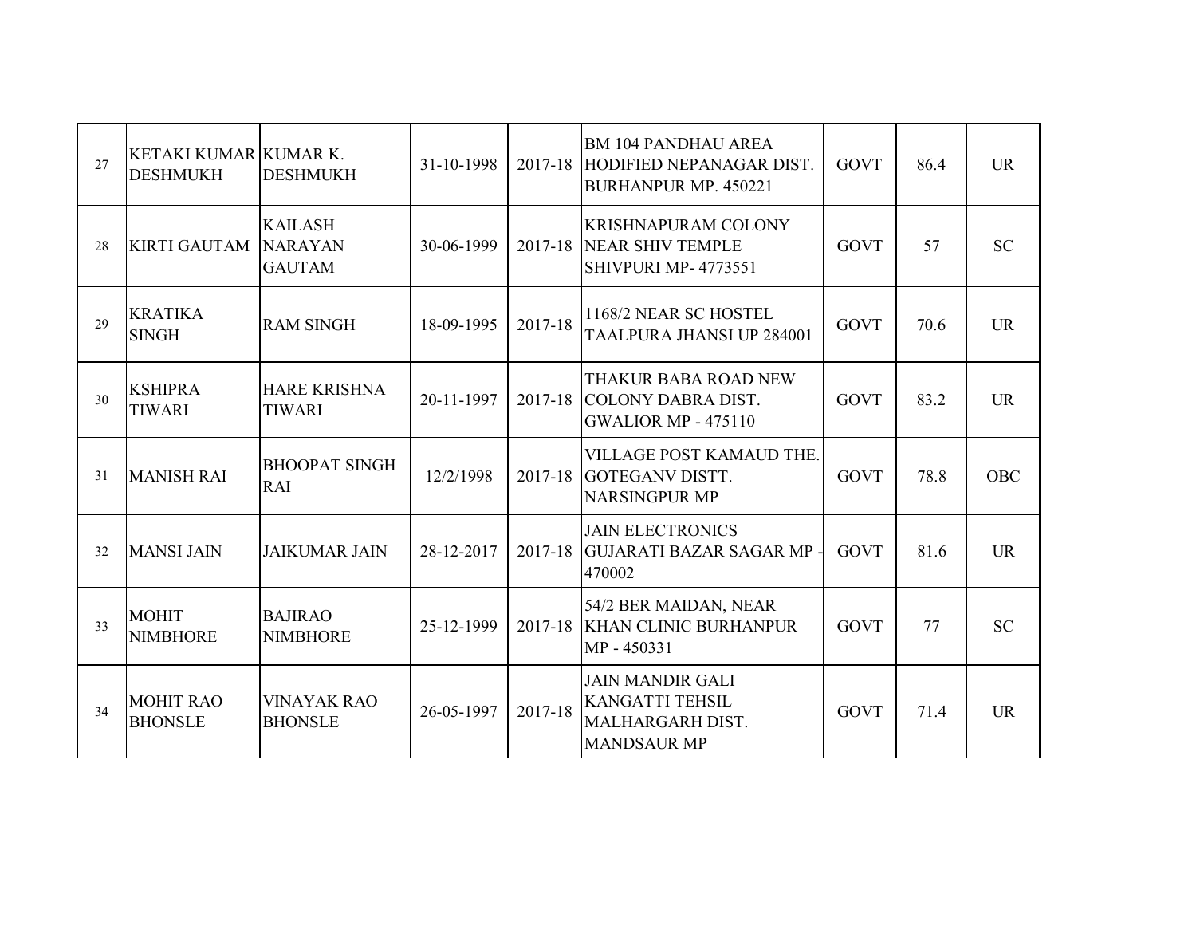| | | | | | | | | |
|---|---|---|---|---|---|---|---|---|
| 27 | KETAKI KUMAR DESHMUKH | KUMAR K. DESHMUKH | 31-10-1998 | 2017-18 | BM 104 PANDHAU AREA HODIFIED NEPANAGAR DIST. BURHANPUR MP. 450221 | GOVT | 86.4 | UR |
| 28 | KIRTI GAUTAM | KAILASH NARAYAN GAUTAM | 30-06-1999 | 2017-18 | KRISHNAPURAM COLONY NEAR SHIV TEMPLE SHIVPURI MP- 4773551 | GOVT | 57 | SC |
| 29 | KRATIKA SINGH | RAM SINGH | 18-09-1995 | 2017-18 | 1168/2 NEAR SC HOSTEL TAALPURA JHANSI UP 284001 | GOVT | 70.6 | UR |
| 30 | KSHIPRA TIWARI | HARE KRISHNA TIWARI | 20-11-1997 | 2017-18 | THAKUR BABA ROAD NEW COLONY DABRA DIST. GWALIOR MP - 475110 | GOVT | 83.2 | UR |
| 31 | MANISH RAI | BHOOPAT SINGH RAI | 12/2/1998 | 2017-18 | VILLAGE POST KAMAUD THE. GOTEGANV DISTT. NARSINGPUR MP | GOVT | 78.8 | OBC |
| 32 | MANSI JAIN | JAIKUMAR JAIN | 28-12-2017 | 2017-18 | JAIN ELECTRONICS GUJARATI BAZAR SAGAR MP - 470002 | GOVT | 81.6 | UR |
| 33 | MOHIT NIMBHORE | BAJIRAO NIMBHORE | 25-12-1999 | 2017-18 | 54/2 BER MAIDAN, NEAR KHAN CLINIC BURHANPUR MP - 450331 | GOVT | 77 | SC |
| 34 | MOHIT RAO BHONSLE | VINAYAK RAO BHONSLE | 26-05-1997 | 2017-18 | JAIN MANDIR GALI KANGATTI TEHSIL MALHARGARH DIST. MANDSAUR MP | GOVT | 71.4 | UR |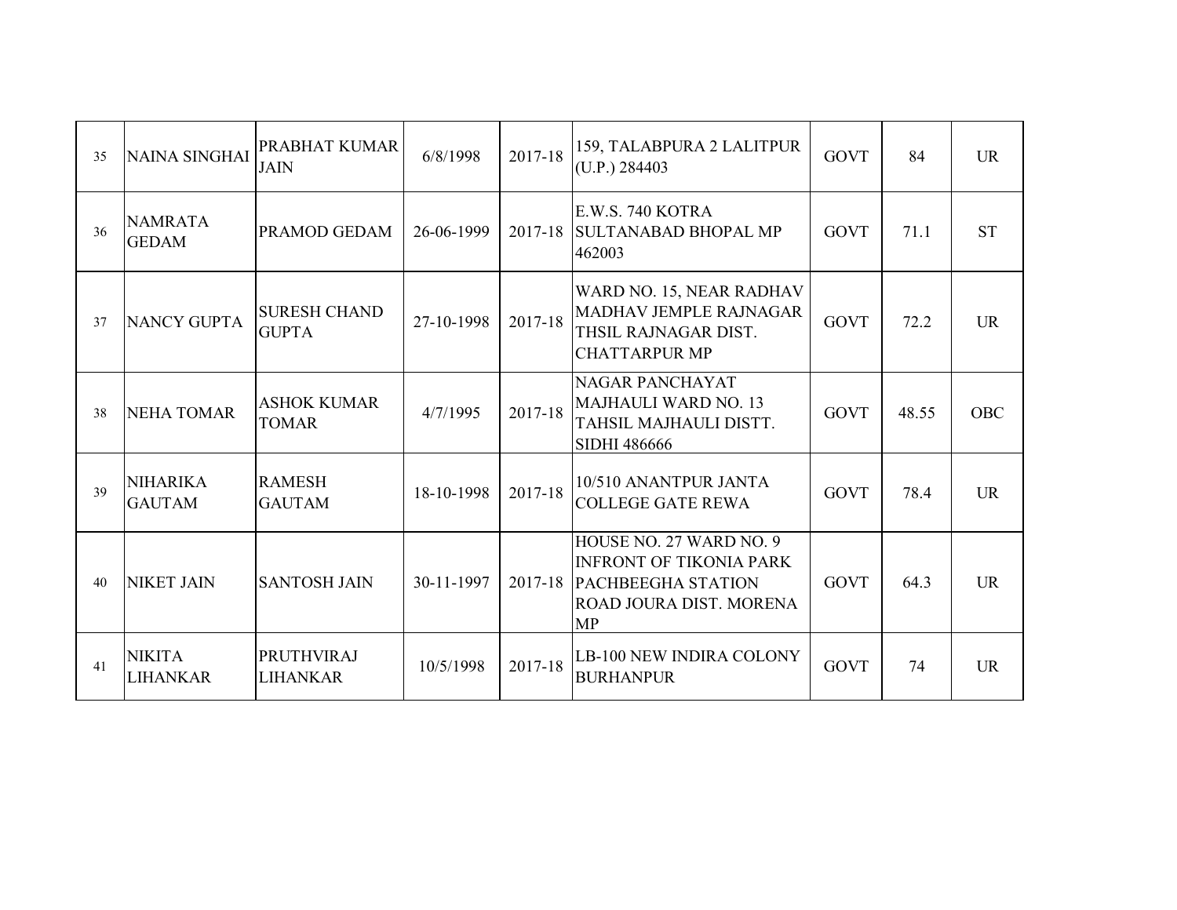| 35 | NAINA SINGHAI | PRABHAT KUMAR JAIN | 6/8/1998 | 2017-18 | 159, TALABPURA 2 LALITPUR (U.P.) 284403 | GOVT | 84 | UR |
|---|---|---|---|---|---|---|---|---|
| 36 | NAMRATA GEDAM | PRAMOD GEDAM | 26-06-1999 | 2017-18 | E.W.S. 740 KOTRA SULTANABAD BHOPAL MP 462003 | GOVT | 71.1 | ST |
| 37 | NANCY GUPTA | SURESH CHAND GUPTA | 27-10-1998 | 2017-18 | WARD NO. 15, NEAR RADHAV MADHAV JEMPLE RAJNAGAR THSIL RAJNAGAR DIST. CHATTARPUR MP | GOVT | 72.2 | UR |
| 38 | NEHA TOMAR | ASHOK KUMAR TOMAR | 4/7/1995 | 2017-18 | NAGAR PANCHAYAT MAJHAULI WARD NO. 13 TAHSIL MAJHAULI DISTT. SIDHI 486666 | GOVT | 48.55 | OBC |
| 39 | NIHARIKA GAUTAM | RAMESH GAUTAM | 18-10-1998 | 2017-18 | 10/510 ANANTPUR JANTA COLLEGE GATE REWA | GOVT | 78.4 | UR |
| 40 | NIKET JAIN | SANTOSH JAIN | 30-11-1997 | 2017-18 | HOUSE NO. 27 WARD NO. 9 INFRONT OF TIKONIA PARK PACHBEEGHA STATION ROAD JOURA DIST. MORENA MP | GOVT | 64.3 | UR |
| 41 | NIKITA LIHANKAR | PRUTHVIRAJ LIHANKAR | 10/5/1998 | 2017-18 | LB-100 NEW INDIRA COLONY BURHANPUR | GOVT | 74 | UR |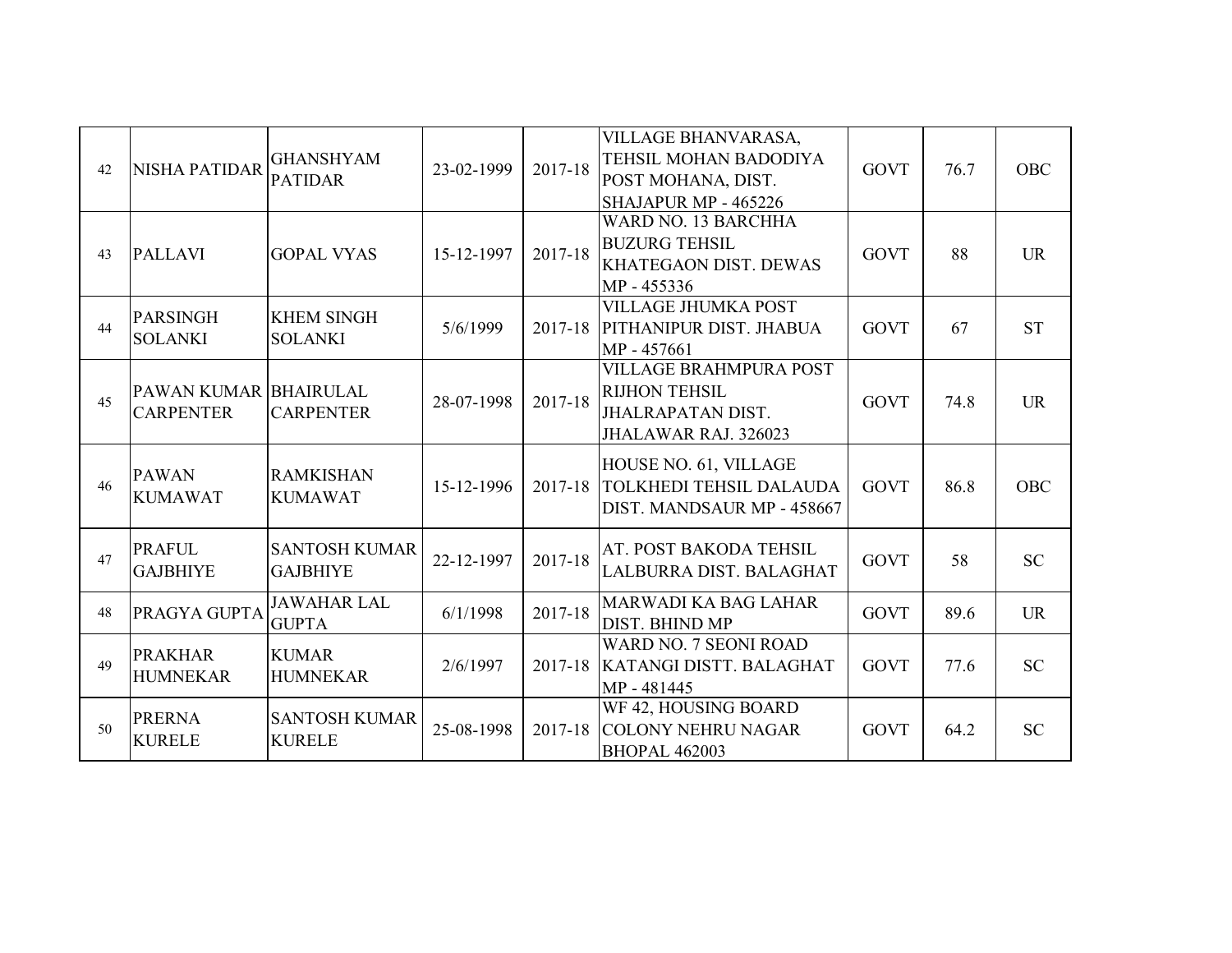| | | | | | | | | |
|---|---|---|---|---|---|---|---|---|
| 42 | NISHA PATIDAR | GHANSHYAM PATIDAR | 23-02-1999 | 2017-18 | VILLAGE BHANVARASA, TEHSIL MOHAN BADODIYA POST MOHANA, DIST. SHAJAPUR MP - 465226 | GOVT | 76.7 | OBC |
| 43 | PALLAVI | GOPAL VYAS | 15-12-1997 | 2017-18 | WARD NO. 13 BARCHHA BUZURG TEHSIL KHATEGAON DIST. DEWAS MP - 455336 | GOVT | 88 | UR |
| 44 | PARSINGH SOLANKI | KHEM SINGH SOLANKI | 5/6/1999 | 2017-18 | VILLAGE JHUMKA POST PITHANIPUR DIST. JHABUA MP - 457661 | GOVT | 67 | ST |
| 45 | PAWAN KUMAR CARPENTER | BHAIRULAL CARPENTER | 28-07-1998 | 2017-18 | VILLAGE BRAHMPURA POST RIJHON TEHSIL JHALRAPATAN DIST. JHALAWAR RAJ. 326023 | GOVT | 74.8 | UR |
| 46 | PAWAN KUMAWAT | RAMKISHAN KUMAWAT | 15-12-1996 | 2017-18 | HOUSE NO. 61, VILLAGE TOLKHEDI TEHSIL DALAUDA DIST. MANDSAUR MP - 458667 | GOVT | 86.8 | OBC |
| 47 | PRAFUL GAJBHIYE | SANTOSH KUMAR GAJBHIYE | 22-12-1997 | 2017-18 | AT. POST BAKODA TEHSIL LALBURRA DIST. BALAGHAT | GOVT | 58 | SC |
| 48 | PRAGYA GUPTA | JAWAHAR LAL GUPTA | 6/1/1998 | 2017-18 | MARWADI KA BAG LAHAR DIST. BHIND MP | GOVT | 89.6 | UR |
| 49 | PRAKHAR HUMNEKAR | KUMAR HUMNEKAR | 2/6/1997 | 2017-18 | WARD NO. 7 SEONI ROAD KATANGI DISTT. BALAGHAT MP - 481445 | GOVT | 77.6 | SC |
| 50 | PRERNA KURELE | SANTOSH KUMAR KURELE | 25-08-1998 | 2017-18 | WF 42, HOUSING BOARD COLONY NEHRU NAGAR BHOPAL 462003 | GOVT | 64.2 | SC |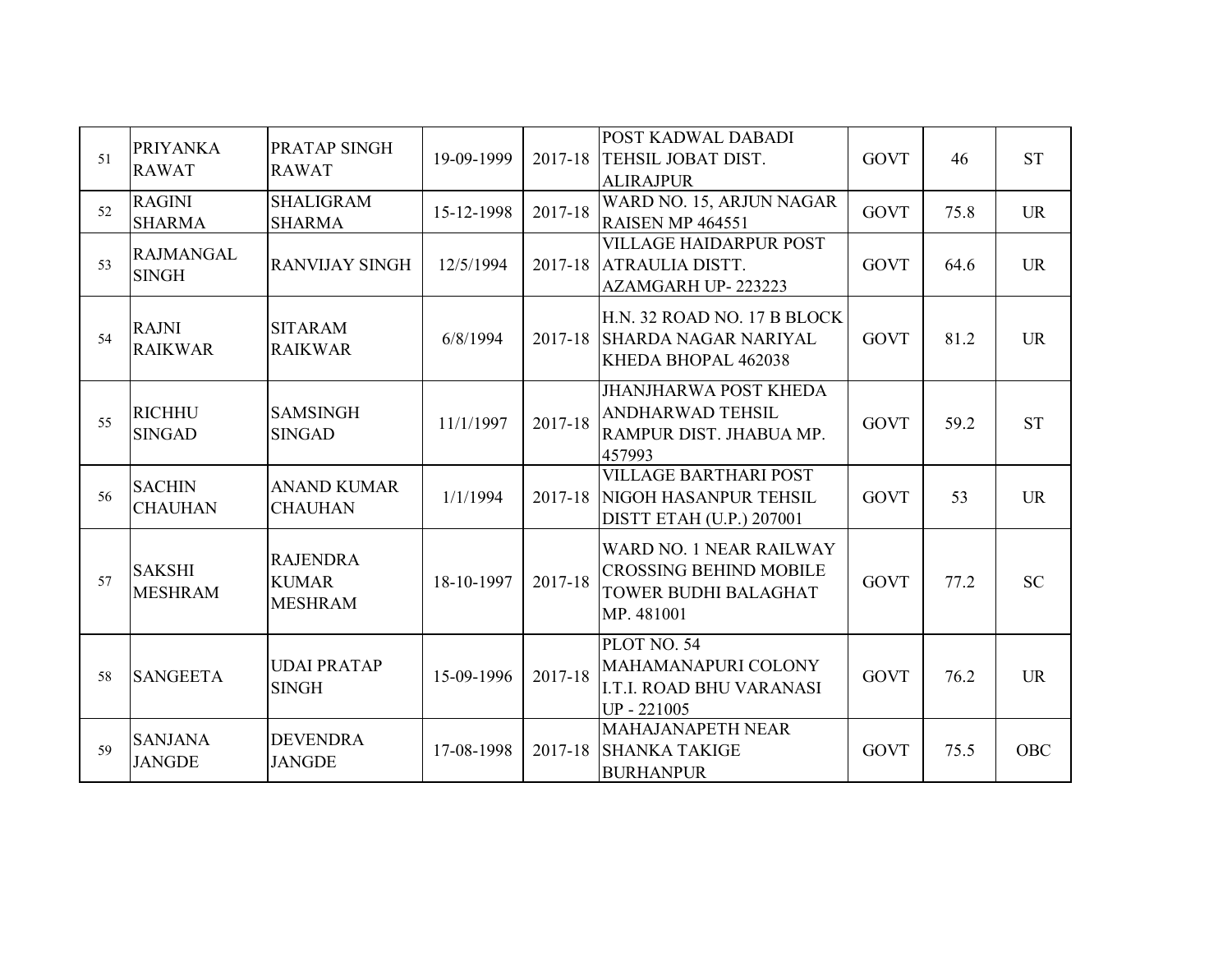| | | | | | | | | |
|---|---|---|---|---|---|---|---|---|
| 51 | PRIYANKA RAWAT | PRATAP SINGH RAWAT | 19-09-1999 | 2017-18 | POST KADWAL DABADI TEHSIL JOBAT DIST. ALIRAJPUR | GOVT | 46 | ST |
| 52 | RAGINI SHARMA | SHALIGRAM SHARMA | 15-12-1998 | 2017-18 | WARD NO. 15, ARJUN NAGAR RAISEN MP 464551 | GOVT | 75.8 | UR |
| 53 | RAJMANGAL SINGH | RANVIJAY SINGH | 12/5/1994 | 2017-18 | VILLAGE HAIDARPUR POST ATRAULIA DISTT. AZAMGARH UP- 223223 | GOVT | 64.6 | UR |
| 54 | RAJNI RAIKWAR | SITARAM RAIKWAR | 6/8/1994 | 2017-18 | H.N. 32 ROAD NO. 17 B BLOCK SHARDA NAGAR NARIYAL KHEDA BHOPAL 462038 | GOVT | 81.2 | UR |
| 55 | RICHHU SINGAD | SAMSINGH SINGAD | 11/1/1997 | 2017-18 | JHANJHARWA POST KHEDA ANDHARWAD TEHSIL RAMPUR DIST. JHABUA MP. 457993 | GOVT | 59.2 | ST |
| 56 | SACHIN CHAUHAN | ANAND KUMAR CHAUHAN | 1/1/1994 | 2017-18 | VILLAGE BARTHARI POST NIGOH HASANPUR TEHSIL DISTT ETAH (U.P.) 207001 | GOVT | 53 | UR |
| 57 | SAKSHI MESHRAM | RAJENDRA KUMAR MESHRAM | 18-10-1997 | 2017-18 | WARD NO. 1 NEAR RAILWAY CROSSING BEHIND MOBILE TOWER BUDHI BALAGHAT MP. 481001 | GOVT | 77.2 | SC |
| 58 | SANGEETA | UDAI PRATAP SINGH | 15-09-1996 | 2017-18 | PLOT NO. 54 MAHAMANAPURI COLONY I.T.I. ROAD BHU VARANASI UP - 221005 | GOVT | 76.2 | UR |
| 59 | SANJANA JANGDE | DEVENDRA JANGDE | 17-08-1998 | 2017-18 | MAHAJANAPETH NEAR SHANKA TAKIGE BURHANPUR | GOVT | 75.5 | OBC |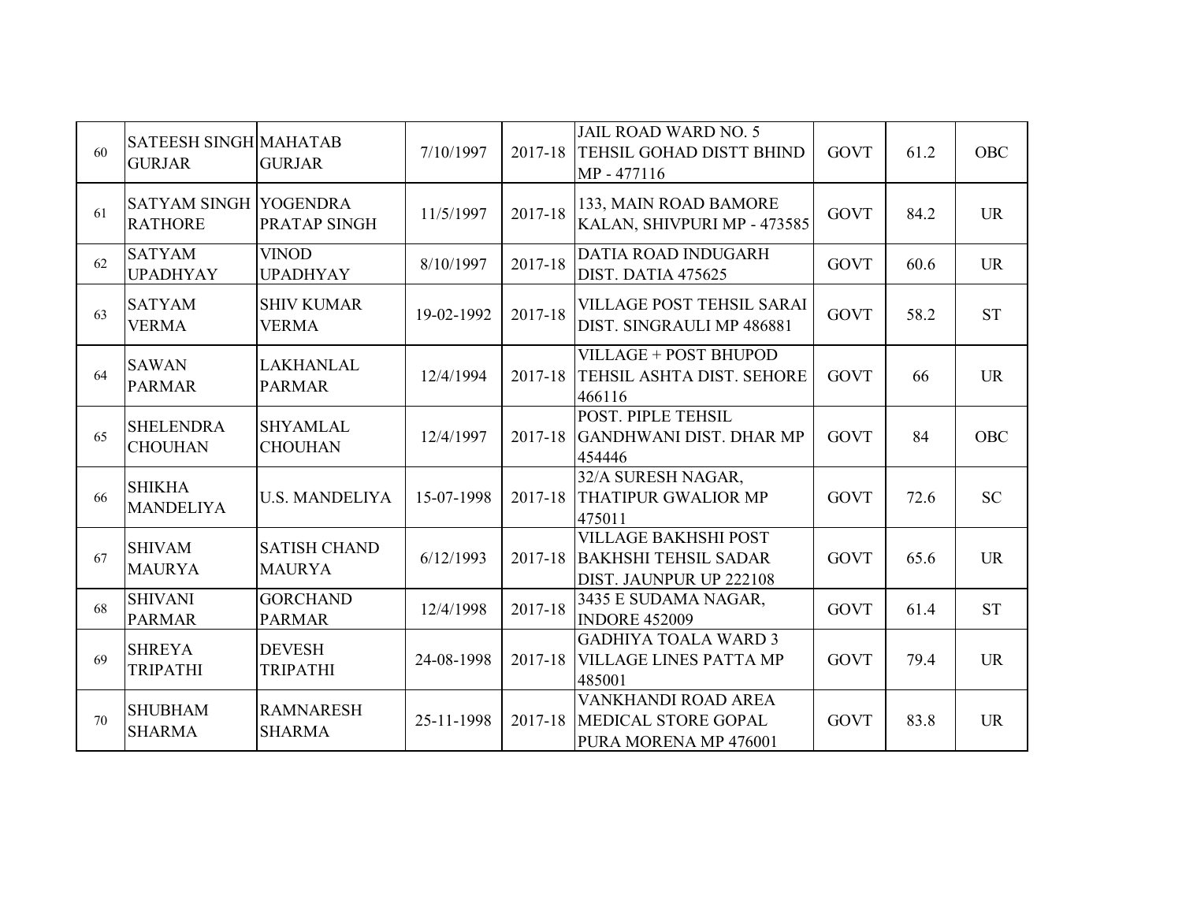| | | | | | | | | |
|---|---|---|---|---|---|---|---|---|
| 60 | SATEESH SINGH GURJAR | MAHATAB GURJAR | 7/10/1997 | 2017-18 | JAIL ROAD WARD NO. 5 TEHSIL GOHAD DISTT BHIND MP - 477116 | GOVT | 61.2 | OBC |
| 61 | SATYAM SINGH RATHORE | YOGENDRA PRATAP SINGH | 11/5/1997 | 2017-18 | 133, MAIN ROAD BAMORE KALAN, SHIVPURI MP - 473585 | GOVT | 84.2 | UR |
| 62 | SATYAM UPADHYAY | VINOD UPADHYAY | 8/10/1997 | 2017-18 | DATIA ROAD INDUGARH DIST. DATIA 475625 | GOVT | 60.6 | UR |
| 63 | SATYAM VERMA | SHIV KUMAR VERMA | 19-02-1992 | 2017-18 | VILLAGE POST TEHSIL SARAI DIST. SINGRAULI MP 486881 | GOVT | 58.2 | ST |
| 64 | SAWAN PARMAR | LAKHANLAL PARMAR | 12/4/1994 | 2017-18 | VILLAGE + POST BHUPOD TEHSIL ASHTA DIST. SEHORE 466116 | GOVT | 66 | UR |
| 65 | SHELENDRA CHOUHAN | SHYAMLAL CHOUHAN | 12/4/1997 | 2017-18 | POST. PIPLE TEHSIL GANDHWANI DIST. DHAR MP 454446 | GOVT | 84 | OBC |
| 66 | SHIKHA MANDELIYA | U.S. MANDELIYA | 15-07-1998 | 2017-18 | 32/A SURESH NAGAR, THATIPUR GWALIOR MP 475011 | GOVT | 72.6 | SC |
| 67 | SHIVAM MAURYA | SATISH CHAND MAURYA | 6/12/1993 | 2017-18 | VILLAGE BAKHSHI POST BAKHSHI TEHSIL SADAR DIST. JAUNPUR UP 222108 | GOVT | 65.6 | UR |
| 68 | SHIVANI PARMAR | GORCHAND PARMAR | 12/4/1998 | 2017-18 | 3435 E SUDAMA NAGAR, INDORE 452009 | GOVT | 61.4 | ST |
| 69 | SHREYA TRIPATHI | DEVESH TRIPATHI | 24-08-1998 | 2017-18 | GADHIYA TOALA WARD 3 VILLAGE LINES PATTA MP 485001 | GOVT | 79.4 | UR |
| 70 | SHUBHAM SHARMA | RAMNARESH SHARMA | 25-11-1998 | 2017-18 | VANKHANDI ROAD AREA MEDICAL STORE GOPAL PURA MORENA MP 476001 | GOVT | 83.8 | UR |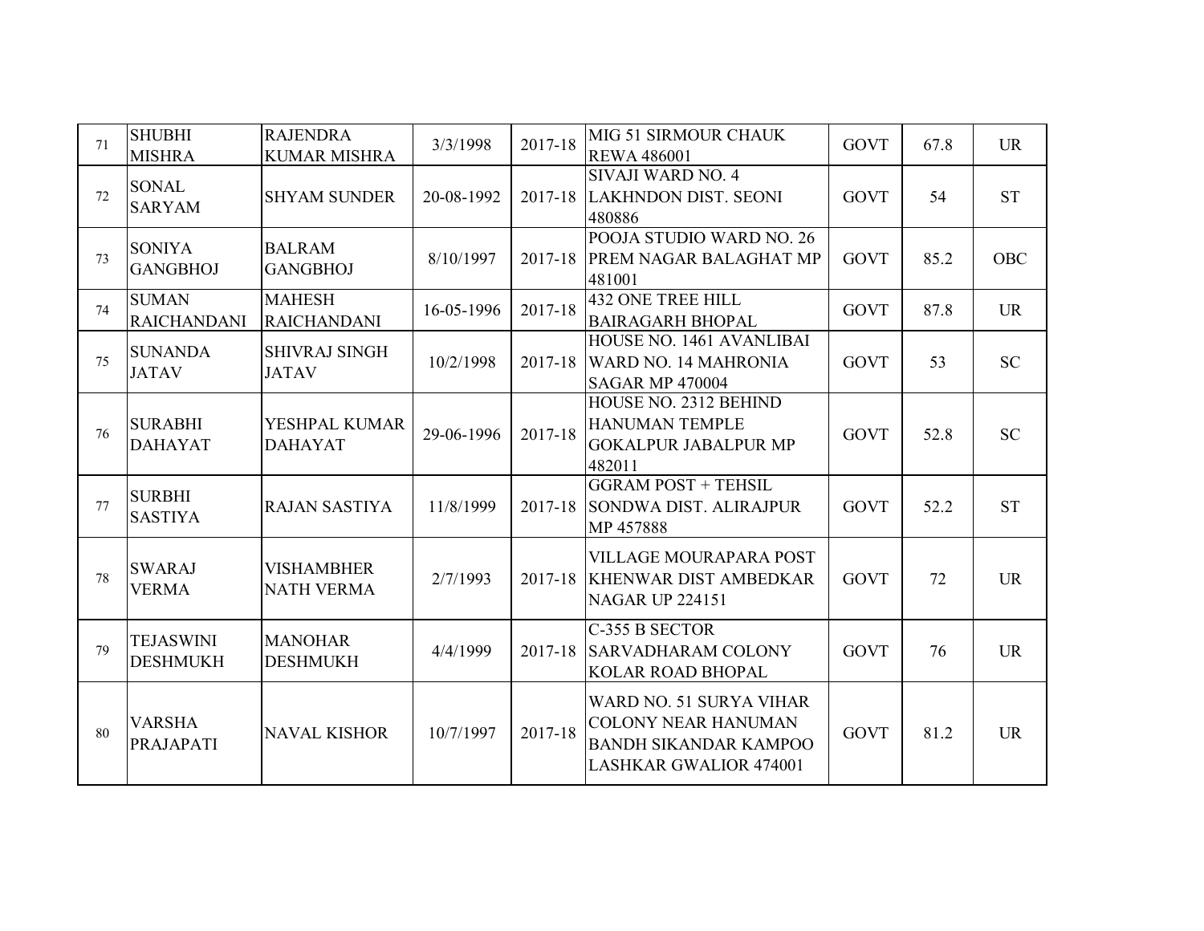| | | | | | | | | |
|---|---|---|---|---|---|---|---|---|
| 71 | SHUBHI MISHRA | RAJENDRA KUMAR MISHRA | 3/3/1998 | 2017-18 | MIG 51 SIRMOUR CHAUK REWA 486001 | GOVT | 67.8 | UR |
| 72 | SONAL SARYAM | SHYAM SUNDER | 20-08-1992 | 2017-18 | SIVAJI WARD NO. 4 LAKHNDON DIST. SEONI 480886 | GOVT | 54 | ST |
| 73 | SONIYA GANGBHOJ | BALRAM GANGBHOJ | 8/10/1997 | 2017-18 | POOJA STUDIO WARD NO. 26 PREM NAGAR BALAGHAT MP 481001 | GOVT | 85.2 | OBC |
| 74 | SUMAN RAICHANDANI | MAHESH RAICHANDANI | 16-05-1996 | 2017-18 | 432 ONE TREE HILL BAIRAGARH BHOPAL | GOVT | 87.8 | UR |
| 75 | SUNANDA JATAV | SHIVRAJ SINGH JATAV | 10/2/1998 | 2017-18 | HOUSE NO. 1461 AVANLIBAI WARD NO. 14 MAHRONIA SAGAR MP 470004 | GOVT | 53 | SC |
| 76 | SURABHI DAHAYAT | YESHPAL KUMAR DAHAYAT | 29-06-1996 | 2017-18 | HOUSE NO. 2312 BEHIND HANUMAN TEMPLE GOKALPUR JABALPUR MP 482011 | GOVT | 52.8 | SC |
| 77 | SURBHI SASTIYA | RAJAN SASTIYA | 11/8/1999 | 2017-18 | GGRAM POST + TEHSIL SONDWA DIST. ALIRAJPUR MP 457888 | GOVT | 52.2 | ST |
| 78 | SWARAJ VERMA | VISHAMBHER NATH VERMA | 2/7/1993 | 2017-18 | VILLAGE MOURAPARA POST KHENWAR DIST AMBEDKAR NAGAR UP 224151 | GOVT | 72 | UR |
| 79 | TEJASWINI DESHMUKH | MANOHAR DESHMUKH | 4/4/1999 | 2017-18 | C-355 B SECTOR SARVADHARAM COLONY KOLAR ROAD BHOPAL | GOVT | 76 | UR |
| 80 | VARSHA PRAJAPATI | NAVAL KISHOR | 10/7/1997 | 2017-18 | WARD NO. 51 SURYA VIHAR COLONY NEAR HANUMAN BANDH SIKANDAR KAMPOO LASHKAR GWALIOR 474001 | GOVT | 81.2 | UR |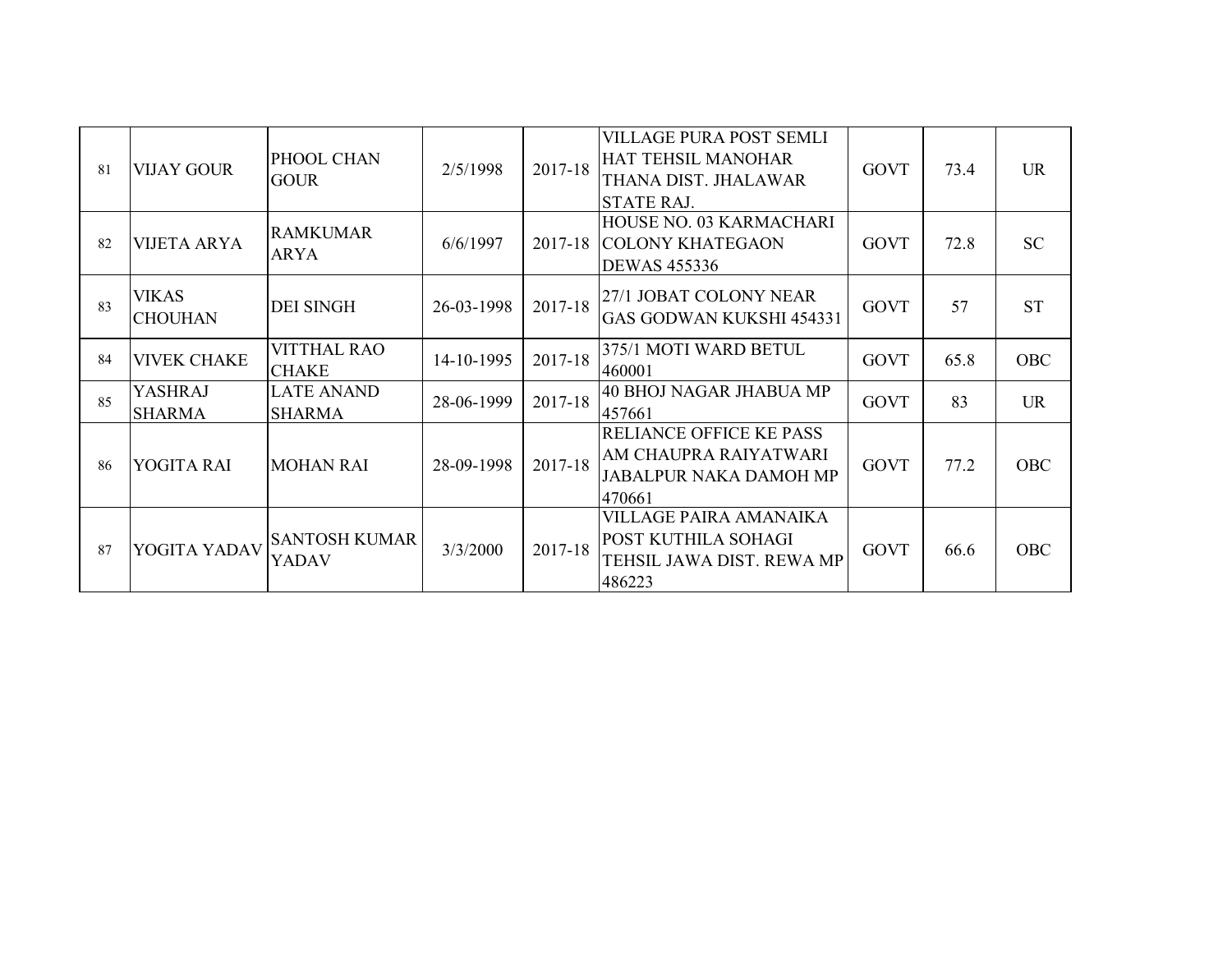| | | | | | | | | |
|---|---|---|---|---|---|---|---|---|
| 81 | VIJAY GOUR | PHOOL CHAN GOUR | 2/5/1998 | 2017-18 | VILLAGE PURA POST SEMLI HAT TEHSIL MANOHAR THANA DIST. JHALAWAR STATE RAJ. | GOVT | 73.4 | UR |
| 82 | VIJETA ARYA | RAMKUMAR ARYA | 6/6/1997 | 2017-18 | HOUSE NO. 03 KARMACHARI COLONY KHATEGAON DEWAS 455336 | GOVT | 72.8 | SC |
| 83 | VIKAS CHOUHAN | DEI SINGH | 26-03-1998 | 2017-18 | 27/1 JOBAT COLONY NEAR GAS GODWAN KUKSHI 454331 | GOVT | 57 | ST |
| 84 | VIVEK CHAKE | VITTHAL RAO CHAKE | 14-10-1995 | 2017-18 | 375/1 MOTI WARD BETUL 460001 | GOVT | 65.8 | OBC |
| 85 | YASHRAJ SHARMA | LATE ANAND SHARMA | 28-06-1999 | 2017-18 | 40 BHOJ NAGAR JHABUA MP 457661 | GOVT | 83 | UR |
| 86 | YOGITA RAI | MOHAN RAI | 28-09-1998 | 2017-18 | RELIANCE OFFICE KE PASS AM CHAUPRA RAIYATWARI JABALPUR NAKA DAMOH MP 470661 | GOVT | 77.2 | OBC |
| 87 | YOGITA YADAV | SANTOSH KUMAR YADAV | 3/3/2000 | 2017-18 | VILLAGE PAIRA AMANAIKA POST KUTHILA SOHAGI TEHSIL JAWA DIST. REWA MP 486223 | GOVT | 66.6 | OBC |